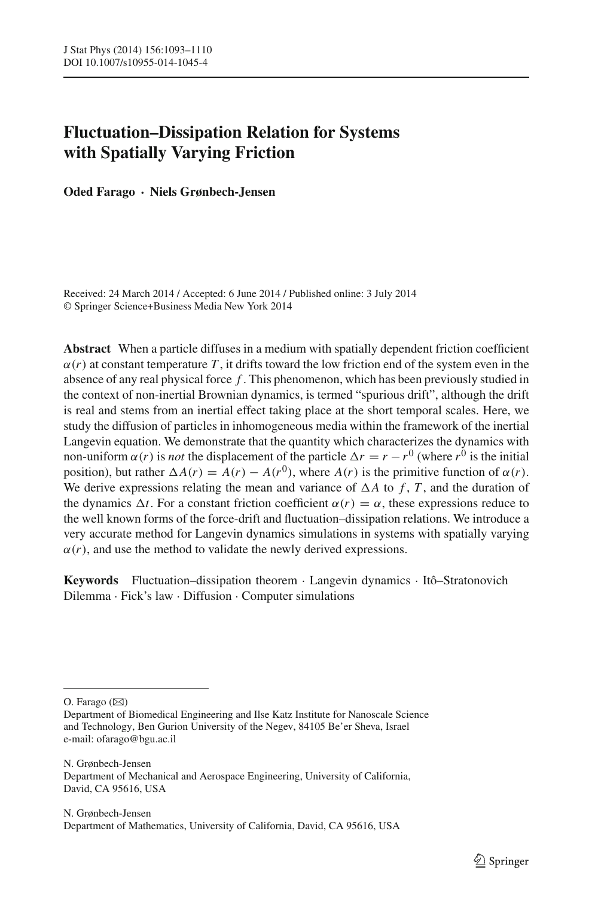# Fluctuation–Dissipation Relation for Systems with Spatially Varying Friction

**Oded Farago · Niels Grønbech-Jensen**

Received: 24 March 2014 / Accepted: 6 June 2014 / Published online: 3 July 2014
© Springer Science+Business Media New York 2014

**Abstract** When a particle diffuses in a medium with spatially dependent friction coefficient $\alpha(r)$ at constant temperature $T$, it drifts toward the low friction end of the system even in the absence of any real physical force $f$. This phenomenon, which has been previously studied in the context of non-inertial Brownian dynamics, is termed "spurious drift", although the drift is real and stems from an inertial effect taking place at the short temporal scales. Here, we study the diffusion of particles in inhomogeneous media within the framework of the inertial Langevin equation. We demonstrate that the quantity which characterizes the dynamics with non-uniform $\alpha(r)$ is *not* the displacement of the particle $\Delta r = r - r^0$ (where $r^0$ is the initial position), but rather $\Delta A(r) = A(r) - A(r^0)$, where $A(r)$ is the primitive function of $\alpha(r)$. We derive expressions relating the mean and variance of $\Delta A$ to $f$, $T$, and the duration of the dynamics $\Delta t$. For a constant friction coefficient $\alpha(r) = \alpha$, these expressions reduce to the well known forms of the force-drift and fluctuation–dissipation relations. We introduce a very accurate method for Langevin dynamics simulations in systems with spatially varying $\alpha(r)$, and use the method to validate the newly derived expressions.

**Keywords** Fluctuation–dissipation theorem · Langevin dynamics · Itô–Stratonovich Dilemma · Fick's law · Diffusion · Computer simulations

---

O. Farago (✉)
Department of Biomedical Engineering and Ilse Katz Institute for Nanoscale Science and Technology, Ben Gurion University of the Negev, 84105 Be'er Sheva, Israel
e-mail: ofarago@bgu.ac.il

N. Grønbech-Jensen
Department of Mechanical and Aerospace Engineering, University of California, David, CA 95616, USA

N. Grønbech-Jensen
Department of Mathematics, University of California, David, CA 95616, USA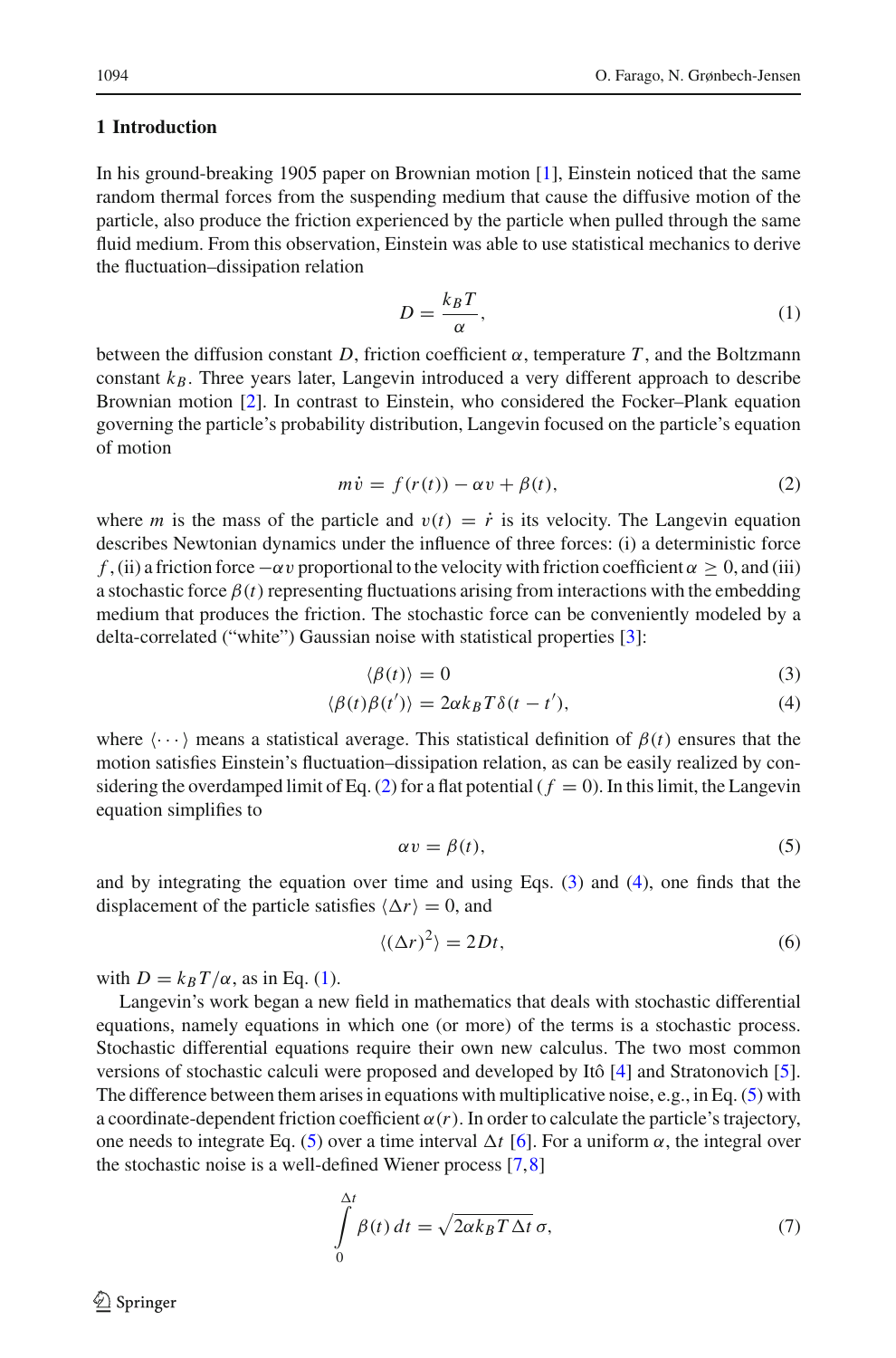## 1 Introduction

In his ground-breaking 1905 paper on Brownian motion [1], Einstein noticed that the same random thermal forces from the suspending medium that cause the diffusive motion of the particle, also produce the friction experienced by the particle when pulled through the same fluid medium. From this observation, Einstein was able to use statistical mechanics to derive the fluctuation–dissipation relation

$$D = \frac{k_B T}{\alpha}, \tag{1}$$

between the diffusion constant $D$, friction coefficient $\alpha$, temperature $T$, and the Boltzmann constant $k_B$. Three years later, Langevin introduced a very different approach to describe Brownian motion [2]. In contrast to Einstein, who considered the Focker–Plank equation governing the particle's probability distribution, Langevin focused on the particle's equation of motion

$$m\dot{v} = f(r(t)) - \alpha v + \beta(t), \tag{2}$$

where $m$ is the mass of the particle and $v(t) = \dot{r}$ is its velocity. The Langevin equation describes Newtonian dynamics under the influence of three forces: (i) a deterministic force $f$, (ii) a friction force $-\alpha v$ proportional to the velocity with friction coefficient $\alpha \geq 0$, and (iii) a stochastic force $\beta(t)$ representing fluctuations arising from interactions with the embedding medium that produces the friction. The stochastic force can be conveniently modeled by a delta-correlated ("white") Gaussian noise with statistical properties [3]:

$$\langle \beta(t) \rangle = 0 \tag{3}$$

$$\langle \beta(t)\beta(t') \rangle = 2\alpha k_B T \delta(t - t'), \tag{4}$$

where $\langle \cdots \rangle$ means a statistical average. This statistical definition of $\beta(t)$ ensures that the motion satisfies Einstein's fluctuation–dissipation relation, as can be easily realized by considering the overdamped limit of Eq. (2) for a flat potential ($f = 0$). In this limit, the Langevin equation simplifies to

$$\alpha v = \beta(t), \tag{5}$$

and by integrating the equation over time and using Eqs. (3) and (4), one finds that the displacement of the particle satisfies $\langle \Delta r \rangle = 0$, and

$$\langle (\Delta r)^2 \rangle = 2Dt, \tag{6}$$

with $D = k_B T/\alpha$, as in Eq. (1).

Langevin's work began a new field in mathematics that deals with stochastic differential equations, namely equations in which one (or more) of the terms is a stochastic process. Stochastic differential equations require their own new calculus. The two most common versions of stochastic calculi were proposed and developed by Itô [4] and Stratonovich [5]. The difference between them arises in equations with multiplicative noise, e.g., in Eq. (5) with a coordinate-dependent friction coefficient $\alpha(r)$. In order to calculate the particle's trajectory, one needs to integrate Eq. (5) over a time interval $\Delta t$ [6]. For a uniform $\alpha$, the integral over the stochastic noise is a well-defined Wiener process [7,8]

$$\int_0^{\Delta t} \beta(t)\, dt = \sqrt{2\alpha k_B T \Delta t}\, \sigma, \tag{7}$$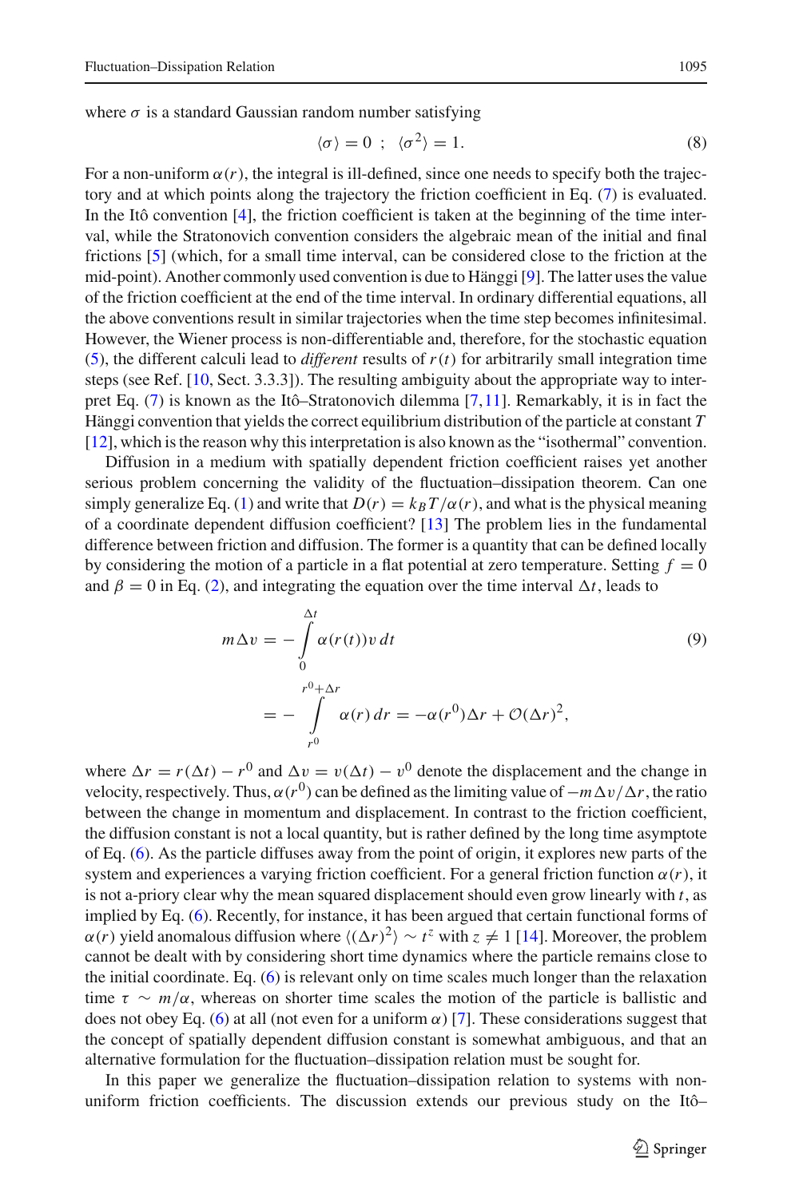where $\sigma$ is a standard Gaussian random number satisfying

$$\langle \sigma \rangle = 0 \ ; \ \langle \sigma^2 \rangle = 1. \tag{8}$$

For a non-uniform $\alpha(r)$, the integral is ill-defined, since one needs to specify both the trajectory and at which points along the trajectory the friction coefficient in Eq. (7) is evaluated. In the Itô convention [4], the friction coefficient is taken at the beginning of the time interval, while the Stratonovich convention considers the algebraic mean of the initial and final frictions [5] (which, for a small time interval, can be considered close to the friction at the mid-point). Another commonly used convention is due to Hänggi [9]. The latter uses the value of the friction coefficient at the end of the time interval. In ordinary differential equations, all the above conventions result in similar trajectories when the time step becomes infinitesimal. However, the Wiener process is non-differentiable and, therefore, for the stochastic equation (5), the different calculi lead to *different* results of $r(t)$ for arbitrarily small integration time steps (see Ref. [10, Sect. 3.3.3]). The resulting ambiguity about the appropriate way to interpret Eq. (7) is known as the Itô–Stratonovich dilemma [7,11]. Remarkably, it is in fact the Hänggi convention that yields the correct equilibrium distribution of the particle at constant $T$ [12], which is the reason why this interpretation is also known as the "isothermal" convention.

Diffusion in a medium with spatially dependent friction coefficient raises yet another serious problem concerning the validity of the fluctuation–dissipation theorem. Can one simply generalize Eq. (1) and write that $D(r) = k_B T/\alpha(r)$, and what is the physical meaning of a coordinate dependent diffusion coefficient? [13] The problem lies in the fundamental difference between friction and diffusion. The former is a quantity that can be defined locally by considering the motion of a particle in a flat potential at zero temperature. Setting $f = 0$ and $\beta = 0$ in Eq. (2), and integrating the equation over the time interval $\Delta t$, leads to

$$\begin{aligned} m\Delta v &= -\int_{0}^{\Delta t} \alpha(r(t)) v \, dt \\ &= -\int_{r^0}^{r^0+\Delta r} \alpha(r) \, dr = -\alpha(r^0)\Delta r + \mathcal{O}(\Delta r)^2, \end{aligned} \tag{9}$$

where $\Delta r = r(\Delta t) - r^0$ and $\Delta v = v(\Delta t) - v^0$ denote the displacement and the change in velocity, respectively. Thus, $\alpha(r^0)$ can be defined as the limiting value of $-m\Delta v/\Delta r$, the ratio between the change in momentum and displacement. In contrast to the friction coefficient, the diffusion constant is not a local quantity, but is rather defined by the long time asymptote of Eq. (6). As the particle diffuses away from the point of origin, it explores new parts of the system and experiences a varying friction coefficient. For a general friction function $\alpha(r)$, it is not a-priory clear why the mean squared displacement should even grow linearly with $t$, as implied by Eq. (6). Recently, for instance, it has been argued that certain functional forms of $\alpha(r)$ yield anomalous diffusion where $\langle (\Delta r)^2 \rangle \sim t^z$ with $z \neq 1$ [14]. Moreover, the problem cannot be dealt with by considering short time dynamics where the particle remains close to the initial coordinate. Eq. (6) is relevant only on time scales much longer than the relaxation time $\tau \sim m/\alpha$, whereas on shorter time scales the motion of the particle is ballistic and does not obey Eq. (6) at all (not even for a uniform $\alpha$) [7]. These considerations suggest that the concept of spatially dependent diffusion constant is somewhat ambiguous, and that an alternative formulation for the fluctuation–dissipation relation must be sought for.

In this paper we generalize the fluctuation–dissipation relation to systems with non-uniform friction coefficients. The discussion extends our previous study on the Itô–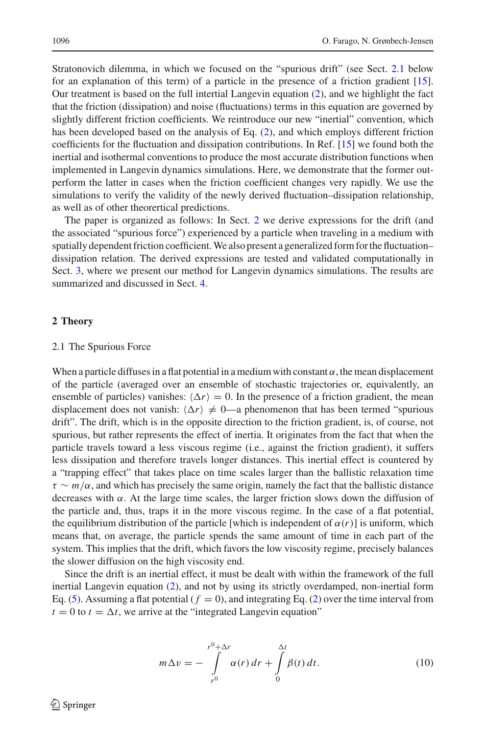Stratonovich dilemma, in which we focused on the "spurious drift" (see Sect. 2.1 below for an explanation of this term) of a particle in the presence of a friction gradient [15]. Our treatment is based on the full intertial Langevin equation (2), and we highlight the fact that the friction (dissipation) and noise (fluctuations) terms in this equation are governed by slightly different friction coefficients. We reintroduce our new "inertial" convention, which has been developed based on the analysis of Eq. (2), and which employs different friction coefficients for the fluctuation and dissipation contributions. In Ref. [15] we found both the inertial and isothermal conventions to produce the most accurate distribution functions when implemented in Langevin dynamics simulations. Here, we demonstrate that the former outperform the latter in cases when the friction coefficient changes very rapidly. We use the simulations to verify the validity of the newly derived fluctuation–dissipation relationship, as well as of other theorertical predictions.

The paper is organized as follows: In Sect. 2 we derive expressions for the drift (and the associated "spurious force") experienced by a particle when traveling in a medium with spatially dependent friction coefficient. We also present a generalized form for the fluctuation–dissipation relation. The derived expressions are tested and validated computationally in Sect. 3, where we present our method for Langevin dynamics simulations. The results are summarized and discussed in Sect. 4.

## 2 Theory

### 2.1 The Spurious Force

When a particle diffuses in a flat potential in a medium with constant $\alpha$, the mean displacement of the particle (averaged over an ensemble of stochastic trajectories or, equivalently, an ensemble of particles) vanishes: $\langle \Delta r \rangle = 0$. In the presence of a friction gradient, the mean displacement does not vanish: $\langle \Delta r \rangle \neq 0$—a phenomenon that has been termed "spurious drift". The drift, which is in the opposite direction to the friction gradient, is, of course, not spurious, but rather represents the effect of inertia. It originates from the fact that when the particle travels toward a less viscous regime (i.e., against the friction gradient), it suffers less dissipation and therefore travels longer distances. This inertial effect is countered by a "trapping effect" that takes place on time scales larger than the ballistic relaxation time $\tau \sim m/\alpha$, and which has precisely the same origin, namely the fact that the ballistic distance decreases with $\alpha$. At the large time scales, the larger friction slows down the diffusion of the particle and, thus, traps it in the more viscous regime. In the case of a flat potential, the equilibrium distribution of the particle [which is independent of $\alpha(r)$] is uniform, which means that, on average, the particle spends the same amount of time in each part of the system. This implies that the drift, which favors the low viscosity regime, precisely balances the slower diffusion on the high viscosity end.

Since the drift is an inertial effect, it must be dealt with within the framework of the full inertial Langevin equation (2), and not by using its strictly overdamped, non-inertial form Eq. (5). Assuming a flat potential ($f = 0$), and integrating Eq. (2) over the time interval from $t = 0$ to $t = \Delta t$, we arrive at the "integrated Langevin equation"

$$m \Delta v = - \int_{r^0}^{r^0+\Delta r} \alpha(r)\, dr + \int_{0}^{\Delta t} \beta(t)\, dt. \tag{10}$$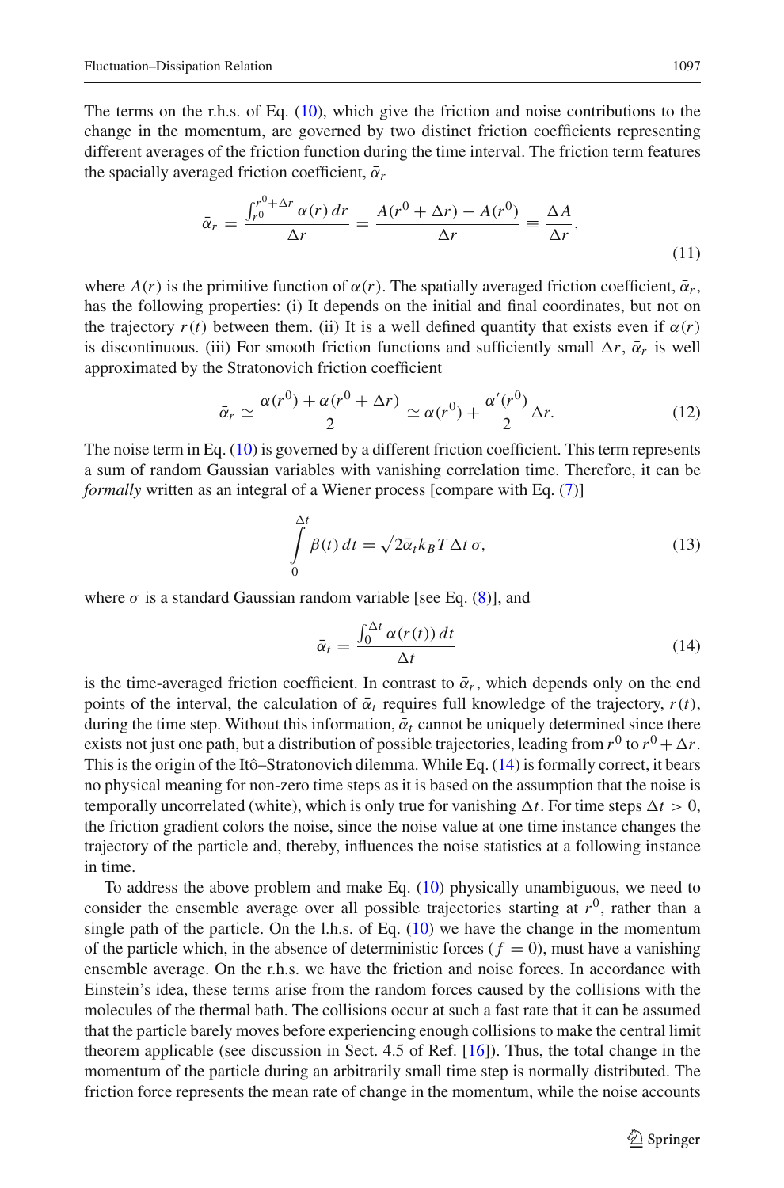The terms on the r.h.s. of Eq. (10), which give the friction and noise contributions to the change in the momentum, are governed by two distinct friction coefficients representing different averages of the friction function during the time interval. The friction term features the spacially averaged friction coefficient, $\bar{\alpha}_r$

$$
\bar{\alpha}_r = \frac{\int_{r^0}^{r^0+\Delta r} \alpha(r)\, dr}{\Delta r} = \frac{A(r^0 + \Delta r) - A(r^0)}{\Delta r} \equiv \frac{\Delta A}{\Delta r}, \tag{11}
$$

where $A(r)$ is the primitive function of $\alpha(r)$. The spatially averaged friction coefficient, $\bar{\alpha}_r$, has the following properties: (i) It depends on the initial and final coordinates, but not on the trajectory $r(t)$ between them. (ii) It is a well defined quantity that exists even if $\alpha(r)$ is discontinuous. (iii) For smooth friction functions and sufficiently small $\Delta r$, $\bar{\alpha}_r$ is well approximated by the Stratonovich friction coefficient

$$
\bar{\alpha}_r \simeq \frac{\alpha(r^0) + \alpha(r^0 + \Delta r)}{2} \simeq \alpha(r^0) + \frac{\alpha'(r^0)}{2} \Delta r. \tag{12}
$$

The noise term in Eq. (10) is governed by a different friction coefficient. This term represents a sum of random Gaussian variables with vanishing correlation time. Therefore, it can be *formally* written as an integral of a Wiener process [compare with Eq. (7)]

$$
\int_0^{\Delta t} \beta(t)\, dt = \sqrt{2\bar{\alpha}_t k_B T \Delta t}\, \sigma, \tag{13}
$$

where $\sigma$ is a standard Gaussian random variable [see Eq. (8)], and

$$
\bar{\alpha}_t = \frac{\int_0^{\Delta t} \alpha(r(t))\, dt}{\Delta t} \tag{14}
$$

is the time-averaged friction coefficient. In contrast to $\bar{\alpha}_r$, which depends only on the end points of the interval, the calculation of $\bar{\alpha}_t$ requires full knowledge of the trajectory, $r(t)$, during the time step. Without this information, $\bar{\alpha}_t$ cannot be uniquely determined since there exists not just one path, but a distribution of possible trajectories, leading from $r^0$ to $r^0 + \Delta r$. This is the origin of the Itô–Stratonovich dilemma. While Eq. (14) is formally correct, it bears no physical meaning for non-zero time steps as it is based on the assumption that the noise is temporally uncorrelated (white), which is only true for vanishing $\Delta t$. For time steps $\Delta t > 0$, the friction gradient colors the noise, since the noise value at one time instance changes the trajectory of the particle and, thereby, influences the noise statistics at a following instance in time.

To address the above problem and make Eq. (10) physically unambiguous, we need to consider the ensemble average over all possible trajectories starting at $r^0$, rather than a single path of the particle. On the l.h.s. of Eq. (10) we have the change in the momentum of the particle which, in the absence of deterministic forces ($f = 0$), must have a vanishing ensemble average. On the r.h.s. we have the friction and noise forces. In accordance with Einstein's idea, these terms arise from the random forces caused by the collisions with the molecules of the thermal bath. The collisions occur at such a fast rate that it can be assumed that the particle barely moves before experiencing enough collisions to make the central limit theorem applicable (see discussion in Sect. 4.5 of Ref. [16]). Thus, the total change in the momentum of the particle during an arbitrarily small time step is normally distributed. The friction force represents the mean rate of change in the momentum, while the noise accounts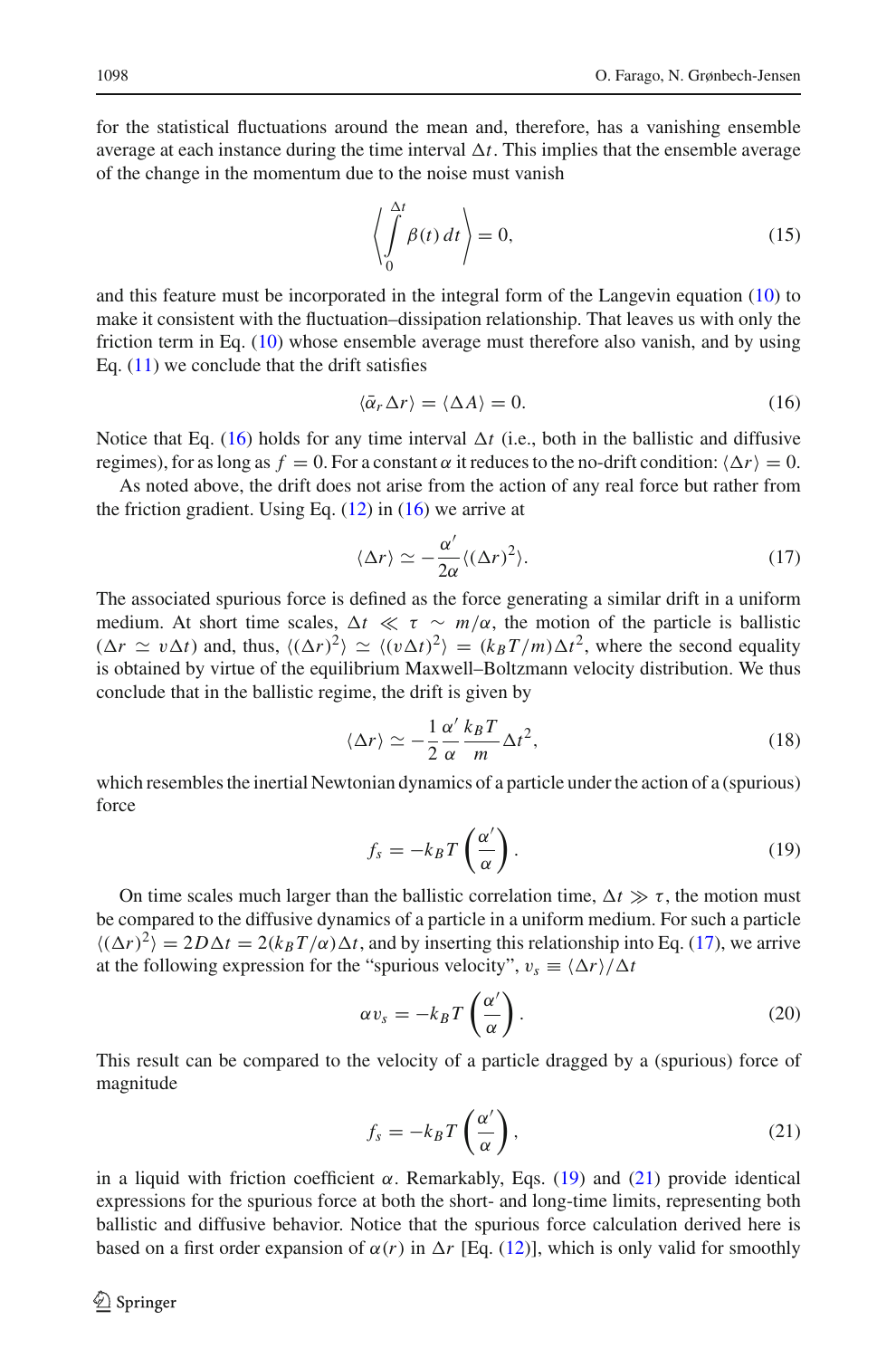for the statistical fluctuations around the mean and, therefore, has a vanishing ensemble average at each instance during the time interval $\Delta t$. This implies that the ensemble average of the change in the momentum due to the noise must vanish

$$\left\langle \int_0^{\Delta t} \beta(t)\, dt \right\rangle = 0, \tag{15}$$

and this feature must be incorporated in the integral form of the Langevin equation (10) to make it consistent with the fluctuation–dissipation relationship. That leaves us with only the friction term in Eq. (10) whose ensemble average must therefore also vanish, and by using Eq. (11) we conclude that the drift satisfies

$$\langle \bar{\alpha}_r \Delta r \rangle = \langle \Delta A \rangle = 0. \tag{16}$$

Notice that Eq. (16) holds for any time interval $\Delta t$ (i.e., both in the ballistic and diffusive regimes), for as long as $f = 0$. For a constant $\alpha$ it reduces to the no-drift condition: $\langle \Delta r \rangle = 0$.

As noted above, the drift does not arise from the action of any real force but rather from the friction gradient. Using Eq. (12) in (16) we arrive at

$$\langle \Delta r \rangle \simeq -\frac{\alpha'}{2\alpha} \langle (\Delta r)^2 \rangle. \tag{17}$$

The associated spurious force is defined as the force generating a similar drift in a uniform medium. At short time scales, $\Delta t \ll \tau \sim m/\alpha$, the motion of the particle is ballistic ($\Delta r \simeq v \Delta t$) and, thus, $\langle (\Delta r)^2 \rangle \simeq \langle (v \Delta t)^2 \rangle = (k_B T/m) \Delta t^2$, where the second equality is obtained by virtue of the equilibrium Maxwell–Boltzmann velocity distribution. We thus conclude that in the ballistic regime, the drift is given by

$$\langle \Delta r \rangle \simeq -\frac{1}{2} \frac{\alpha'}{\alpha} \frac{k_B T}{m} \Delta t^2, \tag{18}$$

which resembles the inertial Newtonian dynamics of a particle under the action of a (spurious) force

$$f_s = -k_B T \left( \frac{\alpha'}{\alpha} \right). \tag{19}$$

On time scales much larger than the ballistic correlation time, $\Delta t \gg \tau$, the motion must be compared to the diffusive dynamics of a particle in a uniform medium. For such a particle $\langle (\Delta r)^2 \rangle = 2D\Delta t = 2(k_B T/\alpha)\Delta t$, and by inserting this relationship into Eq. (17), we arrive at the following expression for the "spurious velocity", $v_s \equiv \langle \Delta r \rangle / \Delta t$

$$\alpha v_s = -k_B T \left( \frac{\alpha'}{\alpha} \right). \tag{20}$$

This result can be compared to the velocity of a particle dragged by a (spurious) force of magnitude

$$f_s = -k_B T \left( \frac{\alpha'}{\alpha} \right), \tag{21}$$

in a liquid with friction coefficient $\alpha$. Remarkably, Eqs. (19) and (21) provide identical expressions for the spurious force at both the short- and long-time limits, representing both ballistic and diffusive behavior. Notice that the spurious force calculation derived here is based on a first order expansion of $\alpha(r)$ in $\Delta r$ [Eq. (12)], which is only valid for smoothly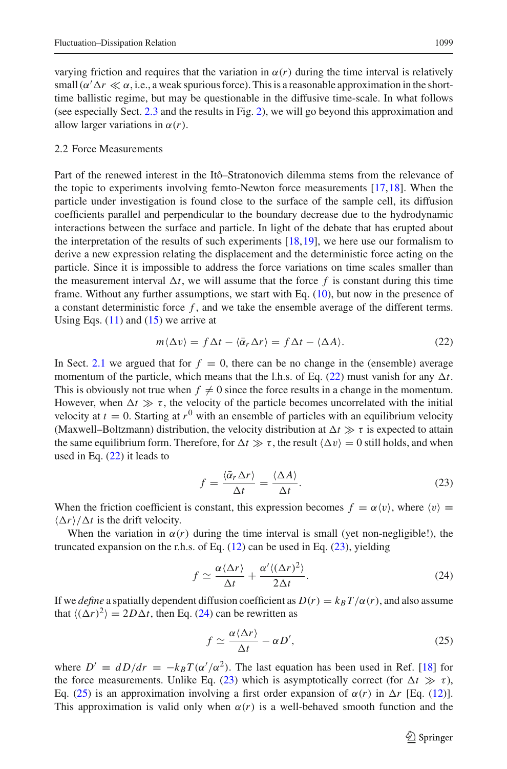varying friction and requires that the variation in $\alpha(r)$ during the time interval is relatively small ($\alpha' \Delta r \ll \alpha$, i.e., a weak spurious force). This is a reasonable approximation in the short-time ballistic regime, but may be questionable in the diffusive time-scale. In what follows (see especially Sect. 2.3 and the results in Fig. 2), we will go beyond this approximation and allow larger variations in $\alpha(r)$.

## 2.2 Force Measurements

Part of the renewed interest in the Itô–Stratonovich dilemma stems from the relevance of the topic to experiments involving femto-Newton force measurements [17,18]. When the particle under investigation is found close to the surface of the sample cell, its diffusion coefficients parallel and perpendicular to the boundary decrease due to the hydrodynamic interactions between the surface and particle. In light of the debate that has erupted about the interpretation of the results of such experiments [18,19], we here use our formalism to derive a new expression relating the displacement and the deterministic force acting on the particle. Since it is impossible to address the force variations on time scales smaller than the measurement interval $\Delta t$, we will assume that the force $f$ is constant during this time frame. Without any further assumptions, we start with Eq. (10), but now in the presence of a constant deterministic force $f$, and we take the ensemble average of the different terms. Using Eqs. (11) and (15) we arrive at

$$m\langle \Delta v\rangle = f\Delta t - \langle \bar{\alpha}_r \Delta r\rangle = f\Delta t - \langle \Delta A\rangle. \tag{22}$$

In Sect. 2.1 we argued that for $f = 0$, there can be no change in the (ensemble) average momentum of the particle, which means that the l.h.s. of Eq. (22) must vanish for any $\Delta t$. This is obviously not true when $f \neq 0$ since the force results in a change in the momentum. However, when $\Delta t \gg \tau$, the velocity of the particle becomes uncorrelated with the initial velocity at $t = 0$. Starting at $r^0$ with an ensemble of particles with an equilibrium velocity (Maxwell–Boltzmann) distribution, the velocity distribution at $\Delta t \gg \tau$ is expected to attain the same equilibrium form. Therefore, for $\Delta t \gg \tau$, the result $\langle \Delta v\rangle = 0$ still holds, and when used in Eq. (22) it leads to

$$f = \frac{\langle \bar{\alpha}_r \Delta r\rangle}{\Delta t} = \frac{\langle \Delta A\rangle}{\Delta t}. \tag{23}$$

When the friction coefficient is constant, this expression becomes $f = \alpha\langle v\rangle$, where $\langle v\rangle \equiv \langle \Delta r\rangle/\Delta t$ is the drift velocity.

When the variation in $\alpha(r)$ during the time interval is small (yet non-negligible!), the truncated expansion on the r.h.s. of Eq. (12) can be used in Eq. (23), yielding

$$f \simeq \frac{\alpha\langle \Delta r\rangle}{\Delta t} + \frac{\alpha'\langle (\Delta r)^2\rangle}{2\Delta t}. \tag{24}$$

If we *define* a spatially dependent diffusion coefficient as $D(r) = k_B T/\alpha(r)$, and also assume that $\langle (\Delta r)^2\rangle = 2D\Delta t$, then Eq. (24) can be rewritten as

$$f \simeq \frac{\alpha\langle \Delta r\rangle}{\Delta t} - \alpha D', \tag{25}$$

where $D' \equiv dD/dr = -k_B T(\alpha'/\alpha^2)$. The last equation has been used in Ref. [18] for the force measurements. Unlike Eq. (23) which is asymptotically correct (for $\Delta t \gg \tau$), Eq. (25) is an approximation involving a first order expansion of $\alpha(r)$ in $\Delta r$ [Eq. (12)]. This approximation is valid only when $\alpha(r)$ is a well-behaved smooth function and the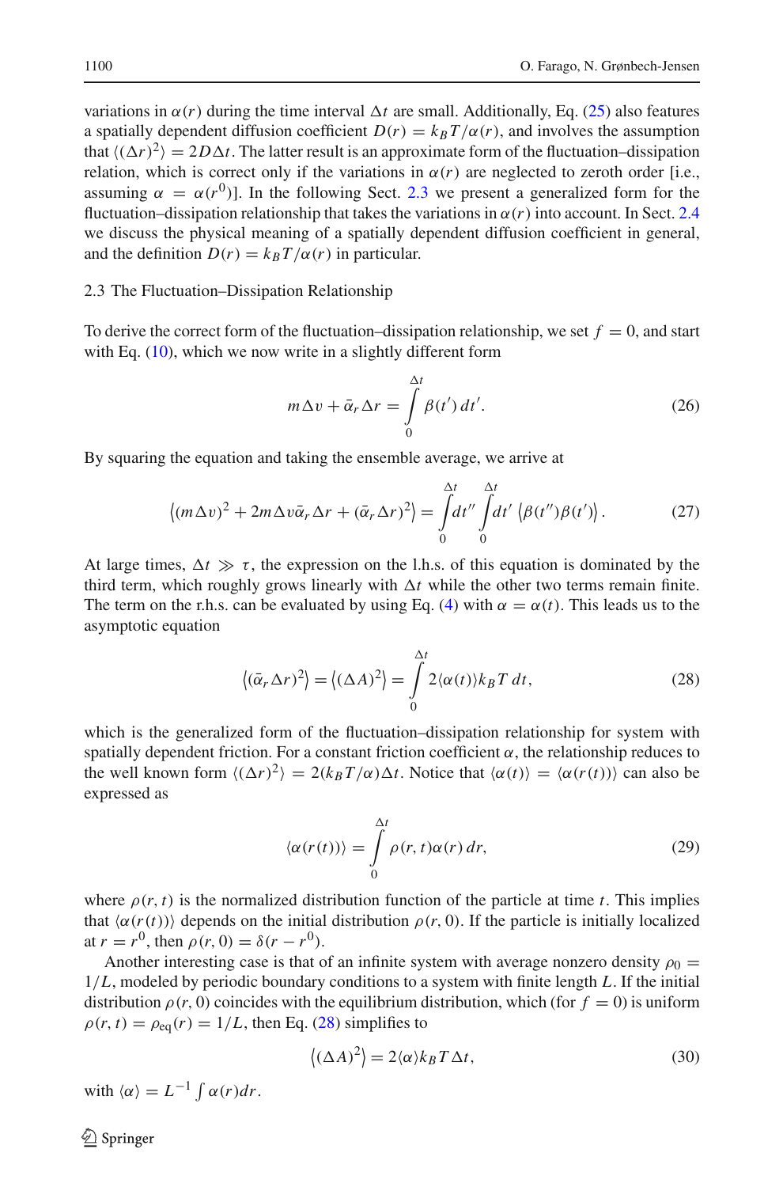variations in $\alpha(r)$ during the time interval $\Delta t$ are small. Additionally, Eq. (25) also features a spatially dependent diffusion coefficient $D(r) = k_B T/\alpha(r)$, and involves the assumption that $\langle(\Delta r)^2\rangle = 2D\Delta t$. The latter result is an approximate form of the fluctuation–dissipation relation, which is correct only if the variations in $\alpha(r)$ are neglected to zeroth order [i.e., assuming $\alpha = \alpha(r^0)$]. In the following Sect. 2.3 we present a generalized form for the fluctuation–dissipation relationship that takes the variations in $\alpha(r)$ into account. In Sect. 2.4 we discuss the physical meaning of a spatially dependent diffusion coefficient in general, and the definition $D(r) = k_B T/\alpha(r)$ in particular.

### 2.3 The Fluctuation–Dissipation Relationship

To derive the correct form of the fluctuation–dissipation relationship, we set $f = 0$, and start with Eq. (10), which we now write in a slightly different form

$$m\Delta v + \bar{\alpha}_r \Delta r = \int_0^{\Delta t} \beta(t')\, dt'. \tag{26}$$

By squaring the equation and taking the ensemble average, we arrive at

$$\left\langle (m\Delta v)^2 + 2m\Delta v \bar{\alpha}_r \Delta r + (\bar{\alpha}_r \Delta r)^2 \right\rangle = \int_0^{\Delta t} dt'' \int_0^{\Delta t} dt' \left\langle \beta(t'')\beta(t') \right\rangle. \tag{27}$$

At large times, $\Delta t \gg \tau$, the expression on the l.h.s. of this equation is dominated by the third term, which roughly grows linearly with $\Delta t$ while the other two terms remain finite. The term on the r.h.s. can be evaluated by using Eq. (4) with $\alpha = \alpha(t)$. This leads us to the asymptotic equation

$$\left\langle (\bar{\alpha}_r \Delta r)^2 \right\rangle = \left\langle (\Delta A)^2 \right\rangle = \int_0^{\Delta t} 2\langle \alpha(t) \rangle k_B T\, dt, \tag{28}$$

which is the generalized form of the fluctuation–dissipation relationship for system with spatially dependent friction. For a constant friction coefficient $\alpha$, the relationship reduces to the well known form $\langle(\Delta r)^2\rangle = 2(k_B T/\alpha)\Delta t$. Notice that $\langle\alpha(t)\rangle = \langle\alpha(r(t))\rangle$ can also be expressed as

$$\langle \alpha(r(t)) \rangle = \int_0^{\Delta t} \rho(r,t)\alpha(r)\, dr, \tag{29}$$

where $\rho(r,t)$ is the normalized distribution function of the particle at time $t$. This implies that $\langle\alpha(r(t))\rangle$ depends on the initial distribution $\rho(r,0)$. If the particle is initially localized at $r = r^0$, then $\rho(r,0) = \delta(r - r^0)$.

Another interesting case is that of an infinite system with average nonzero density $\rho_0 = 1/L$, modeled by periodic boundary conditions to a system with finite length $L$. If the initial distribution $\rho(r,0)$ coincides with the equilibrium distribution, which (for $f = 0$) is uniform $\rho(r,t) = \rho_{\text{eq}}(r) = 1/L$, then Eq. (28) simplifies to

$$\left\langle (\Delta A)^2 \right\rangle = 2\langle \alpha \rangle k_B T \Delta t, \tag{30}$$

with $\langle\alpha\rangle = L^{-1} \int \alpha(r) dr$.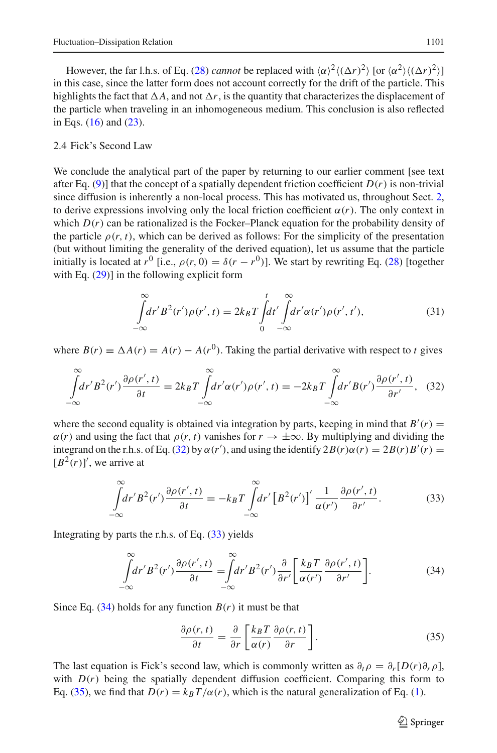However, the far l.h.s. of Eq. (28) *cannot* be replaced with $\langle\alpha\rangle^2\langle(\Delta r)^2\rangle$ [or $\langle\alpha^2\rangle\langle(\Delta r)^2\rangle$] in this case, since the latter form does not account correctly for the drift of the particle. This highlights the fact that $\Delta A$, and not $\Delta r$, is the quantity that characterizes the displacement of the particle when traveling in an inhomogeneous medium. This conclusion is also reflected in Eqs. (16) and (23).

### 2.4 Fick's Second Law

We conclude the analytical part of the paper by returning to our earlier comment [see text after Eq. (9)] that the concept of a spatially dependent friction coefficient $D(r)$ is non-trivial since diffusion is inherently a non-local process. This has motivated us, throughout Sect. 2, to derive expressions involving only the local friction coefficient $\alpha(r)$. The only context in which $D(r)$ can be rationalized is the Focker–Planck equation for the probability density of the particle $\rho(r,t)$, which can be derived as follows: For the simplicity of the presentation (but without limiting the generality of the derived equation), let us assume that the particle initially is located at $r^0$ [i.e., $\rho(r,0)=\delta(r-r^0)$]. We start by rewriting Eq. (28) [together with Eq. (29)] in the following explicit form

$$\int_{-\infty}^{\infty} dr' B^2(r')\rho(r',t) = 2k_BT\int_0^t dt'\int_{-\infty}^{\infty} dr'\alpha(r')\rho(r',t'), \tag{31}$$

where $B(r)\equiv\Delta A(r)=A(r)-A(r^0)$. Taking the partial derivative with respect to $t$ gives

$$\int_{-\infty}^{\infty} dr' B^2(r')\frac{\partial\rho(r',t)}{\partial t} = 2k_BT\int_{-\infty}^{\infty} dr'\alpha(r')\rho(r',t) = -2k_BT\int_{-\infty}^{\infty} dr' B(r')\frac{\partial\rho(r',t)}{\partial r'}, \tag{32}$$

where the second equality is obtained via integration by parts, keeping in mind that $B'(r)=\alpha(r)$ and using the fact that $\rho(r,t)$ vanishes for $r\to\pm\infty$. By multiplying and dividing the integrand on the r.h.s. of Eq. (32) by $\alpha(r')$, and using the identify $2B(r)\alpha(r)=2B(r)B'(r)=[B^2(r)]'$, we arrive at

$$\int_{-\infty}^{\infty} dr' B^2(r')\frac{\partial\rho(r',t)}{\partial t} = -k_BT\int_{-\infty}^{\infty} dr'\left[B^2(r')\right]'\frac{1}{\alpha(r')}\frac{\partial\rho(r',t)}{\partial r'}. \tag{33}$$

Integrating by parts the r.h.s. of Eq. (33) yields

$$\int_{-\infty}^{\infty} dr' B^2(r')\frac{\partial\rho(r',t)}{\partial t} = \int_{-\infty}^{\infty} dr' B^2(r')\frac{\partial}{\partial r'}\left[\frac{k_BT}{\alpha(r')}\frac{\partial\rho(r',t)}{\partial r'}\right]. \tag{34}$$

Since Eq. (34) holds for any function $B(r)$ it must be that

$$\frac{\partial\rho(r,t)}{\partial t} = \frac{\partial}{\partial r}\left[\frac{k_BT}{\alpha(r)}\frac{\partial\rho(r,t)}{\partial r}\right]. \tag{35}$$

The last equation is Fick's second law, which is commonly written as $\partial_t\rho=\partial_r[D(r)\partial_r\rho]$, with $D(r)$ being the spatially dependent diffusion coefficient. Comparing this form to Eq. (35), we find that $D(r)=k_BT/\alpha(r)$, which is the natural generalization of Eq. (1).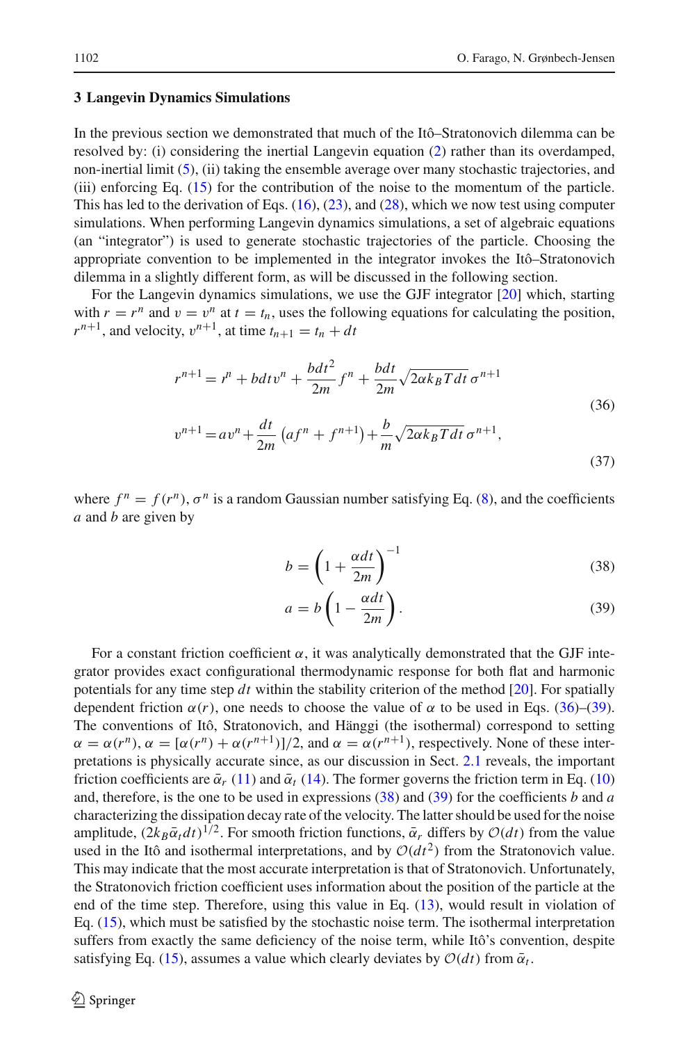## 3 Langevin Dynamics Simulations

In the previous section we demonstrated that much of the Itô–Stratonovich dilemma can be resolved by: (i) considering the inertial Langevin equation (2) rather than its overdamped, non-inertial limit (5), (ii) taking the ensemble average over many stochastic trajectories, and (iii) enforcing Eq. (15) for the contribution of the noise to the momentum of the particle. This has led to the derivation of Eqs. (16), (23), and (28), which we now test using computer simulations. When performing Langevin dynamics simulations, a set of algebraic equations (an "integrator") is used to generate stochastic trajectories of the particle. Choosing the appropriate convention to be implemented in the integrator invokes the Itô–Stratonovich dilemma in a slightly different form, as will be discussed in the following section.

For the Langevin dynamics simulations, we use the GJF integrator [20] which, starting with $r = r^n$ and $v = v^n$ at $t = t_n$, uses the following equations for calculating the position, $r^{n+1}$, and velocity, $v^{n+1}$, at time $t_{n+1} = t_n + dt$

$$r^{n+1} = r^n + bdtv^n + \frac{bdt^2}{2m} f^n + \frac{bdt}{2m}\sqrt{2\alpha k_B T dt}\,\sigma^{n+1} \tag{36}$$

$$v^{n+1} = av^n + \frac{dt}{2m}\left(af^n + f^{n+1}\right) + \frac{b}{m}\sqrt{2\alpha k_B T dt}\,\sigma^{n+1}, \tag{37}$$

where $f^n = f(r^n)$, $\sigma^n$ is a random Gaussian number satisfying Eq. (8), and the coefficients $a$ and $b$ are given by

$$b = \left(1 + \frac{\alpha dt}{2m}\right)^{-1} \tag{38}$$

$$a = b\left(1 - \frac{\alpha dt}{2m}\right). \tag{39}$$

For a constant friction coefficient $\alpha$, it was analytically demonstrated that the GJF integrator provides exact configurational thermodynamic response for both flat and harmonic potentials for any time step $dt$ within the stability criterion of the method [20]. For spatially dependent friction $\alpha(r)$, one needs to choose the value of $\alpha$ to be used in Eqs. (36)–(39). The conventions of Itô, Stratonovich, and Hänggi (the isothermal) correspond to setting $\alpha = \alpha(r^n)$, $\alpha = [\alpha(r^n) + \alpha(r^{n+1})]/2$, and $\alpha = \alpha(r^{n+1})$, respectively. None of these interpretations is physically accurate since, as our discussion in Sect. 2.1 reveals, the important friction coefficients are $\bar{\alpha}_r$ (11) and $\bar{\alpha}_t$ (14). The former governs the friction term in Eq. (10) and, therefore, is the one to be used in expressions (38) and (39) for the coefficients $b$ and $a$ characterizing the dissipation decay rate of the velocity. The latter should be used for the noise amplitude, $(2k_B\bar{\alpha}_t dt)^{1/2}$. For smooth friction functions, $\bar{\alpha}_r$ differs by $\mathcal{O}(dt)$ from the value used in the Itô and isothermal interpretations, and by $\mathcal{O}(dt^2)$ from the Stratonovich value. This may indicate that the most accurate interpretation is that of Stratonovich. Unfortunately, the Stratonovich friction coefficient uses information about the position of the particle at the end of the time step. Therefore, using this value in Eq. (13), would result in violation of Eq. (15), which must be satisfied by the stochastic noise term. The isothermal interpretation suffers from exactly the same deficiency of the noise term, while Itô's convention, despite satisfying Eq. (15), assumes a value which clearly deviates by $\mathcal{O}(dt)$ from $\bar{\alpha}_t$.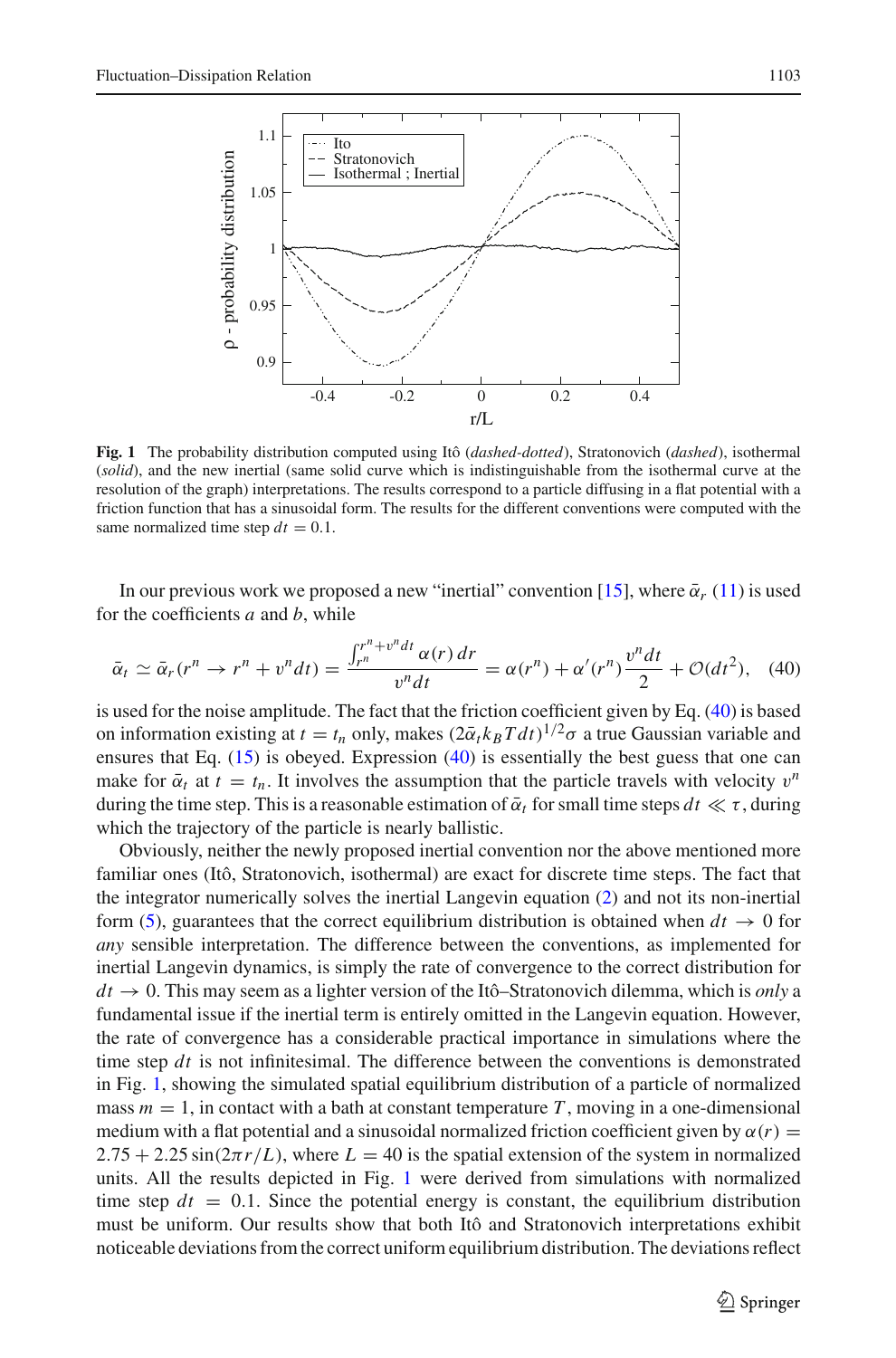**Fig. 1** The probability distribution computed using Itô (*dashed-dotted*), Stratonovich (*dashed*), isothermal (*solid*), and the new inertial (same solid curve which is indistinguishable from the isothermal curve at the resolution of the graph) interpretations. The results correspond to a particle diffusing in a flat potential with a friction function that has a sinusoidal form. The results for the different conventions were computed with the same normalized time step $dt = 0.1$.

In our previous work we proposed a new "inertial" convention [15], where $\bar{\alpha}_r$ (11) is used for the coefficients $a$ and $b$, while

$$\bar{\alpha}_t \simeq \bar{\alpha}_r(r^n \to r^n + v^n dt) = \frac{\int_{r^n}^{r^n+v^n dt} \alpha(r)\, dr}{v^n dt} = \alpha(r^n) + \alpha'(r^n)\frac{v^n dt}{2} + \mathcal{O}(dt^2), \quad (40)$$

is used for the noise amplitude. The fact that the friction coefficient given by Eq. (40) is based on information existing at $t = t_n$ only, makes $(2\bar{\alpha}_t k_B T dt)^{1/2}\sigma$ a true Gaussian variable and ensures that Eq. (15) is obeyed. Expression (40) is essentially the best guess that one can make for $\bar{\alpha}_t$ at $t = t_n$. It involves the assumption that the particle travels with velocity $v^n$ during the time step. This is a reasonable estimation of $\bar{\alpha}_t$ for small time steps $dt \ll \tau$, during which the trajectory of the particle is nearly ballistic.

Obviously, neither the newly proposed inertial convention nor the above mentioned more familiar ones (Itô, Stratonovich, isothermal) are exact for discrete time steps. The fact that the integrator numerically solves the inertial Langevin equation (2) and not its non-inertial form (5), guarantees that the correct equilibrium distribution is obtained when $dt \to 0$ for *any* sensible interpretation. The difference between the conventions, as implemented for inertial Langevin dynamics, is simply the rate of convergence to the correct distribution for $dt \to 0$. This may seem as a lighter version of the Itô–Stratonovich dilemma, which is *only* a fundamental issue if the inertial term is entirely omitted in the Langevin equation. However, the rate of convergence has a considerable practical importance in simulations where the time step $dt$ is not infinitesimal. The difference between the conventions is demonstrated in Fig. 1, showing the simulated spatial equilibrium distribution of a particle of normalized mass $m = 1$, in contact with a bath at constant temperature $T$, moving in a one-dimensional medium with a flat potential and a sinusoidal normalized friction coefficient given by $\alpha(r) = 2.75 + 2.25 \sin(2\pi r/L)$, where $L = 40$ is the spatial extension of the system in normalized units. All the results depicted in Fig. 1 were derived from simulations with normalized time step $dt = 0.1$. Since the potential energy is constant, the equilibrium distribution must be uniform. Our results show that both Itô and Stratonovich interpretations exhibit noticeable deviations from the correct uniform equilibrium distribution. The deviations reflect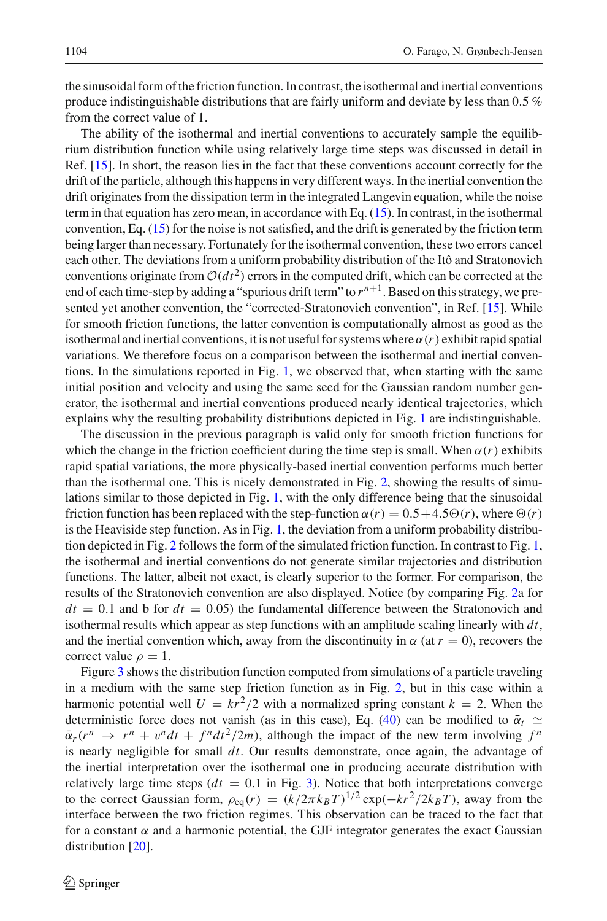the sinusoidal form of the friction function. In contrast, the isothermal and inertial conventions produce indistinguishable distributions that are fairly uniform and deviate by less than 0.5 % from the correct value of 1.

The ability of the isothermal and inertial conventions to accurately sample the equilibrium distribution function while using relatively large time steps was discussed in detail in Ref. [15]. In short, the reason lies in the fact that these conventions account correctly for the drift of the particle, although this happens in very different ways. In the inertial convention the drift originates from the dissipation term in the integrated Langevin equation, while the noise term in that equation has zero mean, in accordance with Eq. (15). In contrast, in the isothermal convention, Eq. (15) for the noise is not satisfied, and the drift is generated by the friction term being larger than necessary. Fortunately for the isothermal convention, these two errors cancel each other. The deviations from a uniform probability distribution of the Itô and Stratonovich conventions originate from $\mathcal{O}(dt^2)$ errors in the computed drift, which can be corrected at the end of each time-step by adding a "spurious drift term" to $r^{n+1}$. Based on this strategy, we presented yet another convention, the "corrected-Stratonovich convention", in Ref. [15]. While for smooth friction functions, the latter convention is computationally almost as good as the isothermal and inertial conventions, it is not useful for systems where $\alpha(r)$ exhibit rapid spatial variations. We therefore focus on a comparison between the isothermal and inertial conventions. In the simulations reported in Fig. 1, we observed that, when starting with the same initial position and velocity and using the same seed for the Gaussian random number generator, the isothermal and inertial conventions produced nearly identical trajectories, which explains why the resulting probability distributions depicted in Fig. 1 are indistinguishable.

The discussion in the previous paragraph is valid only for smooth friction functions for which the change in the friction coefficient during the time step is small. When $\alpha(r)$ exhibits rapid spatial variations, the more physically-based inertial convention performs much better than the isothermal one. This is nicely demonstrated in Fig. 2, showing the results of simulations similar to those depicted in Fig. 1, with the only difference being that the sinusoidal friction function has been replaced with the step-function $\alpha(r) = 0.5 + 4.5\Theta(r)$, where $\Theta(r)$ is the Heaviside step function. As in Fig. 1, the deviation from a uniform probability distribution depicted in Fig. 2 follows the form of the simulated friction function. In contrast to Fig. 1, the isothermal and inertial conventions do not generate similar trajectories and distribution functions. The latter, albeit not exact, is clearly superior to the former. For comparison, the results of the Stratonovich convention are also displayed. Notice (by comparing Fig. 2a for $dt = 0.1$ and b for $dt = 0.05$) the fundamental difference between the Stratonovich and isothermal results which appear as step functions with an amplitude scaling linearly with $dt$, and the inertial convention which, away from the discontinuity in $\alpha$ (at $r = 0$), recovers the correct value $\rho = 1$.

Figure 3 shows the distribution function computed from simulations of a particle traveling in a medium with the same step friction function as in Fig. 2, but in this case within a harmonic potential well $U = kr^2/2$ with a normalized spring constant $k = 2$. When the deterministic force does not vanish (as in this case), Eq. (40) can be modified to $\bar{\alpha}_t \simeq \bar{\alpha}_r(r^n \rightarrow r^n + v^n dt + f^n dt^2/2m)$, although the impact of the new term involving $f^n$ is nearly negligible for small $dt$. Our results demonstrate, once again, the advantage of the inertial interpretation over the isothermal one in producing accurate distribution with relatively large time steps ($dt = 0.1$ in Fig. 3). Notice that both interpretations converge to the correct Gaussian form, $\rho_{\text{eq}}(r) = (k/2\pi k_B T)^{1/2} \exp(-kr^2/2k_B T)$, away from the interface between the two friction regimes. This observation can be traced to the fact that for a constant $\alpha$ and a harmonic potential, the GJF integrator generates the exact Gaussian distribution [20].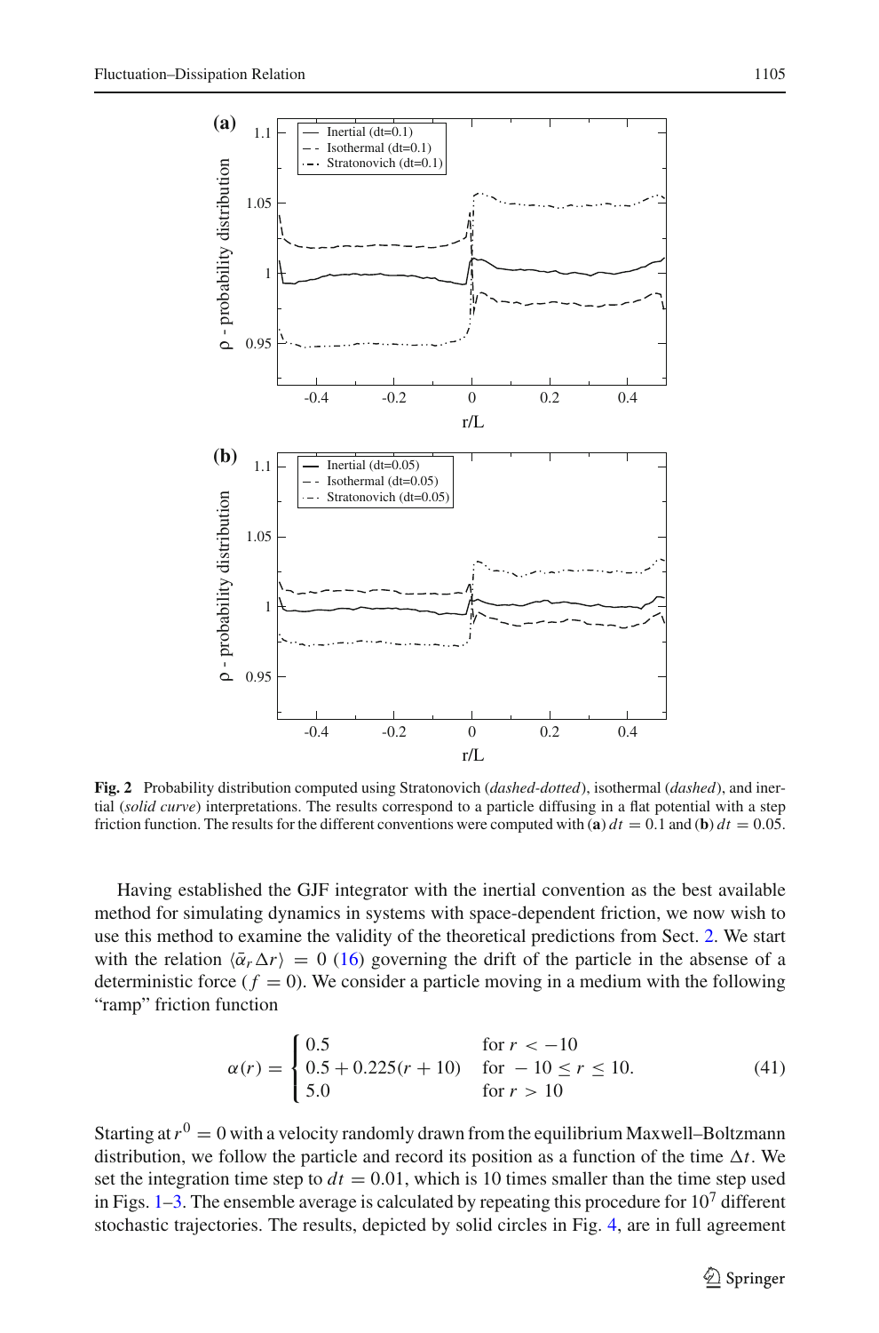**Fig. 2** Probability distribution computed using Stratonovich (*dashed-dotted*), isothermal (*dashed*), and inertial (*solid curve*) interpretations. The results correspond to a particle diffusing in a flat potential with a step friction function. The results for the different conventions were computed with (**a**) $dt = 0.1$ and (**b**) $dt = 0.05$.

Having established the GJF integrator with the inertial convention as the best available method for simulating dynamics in systems with space-dependent friction, we now wish to use this method to examine the validity of the theoretical predictions from Sect. 2. We start with the relation $\langle \bar{\alpha}_r \Delta r \rangle = 0$ (16) governing the drift of the particle in the absense of a deterministic force ($f = 0$). We consider a particle moving in a medium with the following "ramp" friction function

$$\alpha(r) = \begin{cases} 0.5 & \text{for } r < -10 \\ 0.5 + 0.225(r + 10) & \text{for } -10 \leq r \leq 10. \\ 5.0 & \text{for } r > 10 \end{cases} \tag{41}$$

Starting at $r^0 = 0$ with a velocity randomly drawn from the equilibrium Maxwell–Boltzmann distribution, we follow the particle and record its position as a function of the time $\Delta t$. We set the integration time step to $dt = 0.01$, which is 10 times smaller than the time step used in Figs. 1–3. The ensemble average is calculated by repeating this procedure for $10^7$ different stochastic trajectories. The results, depicted by solid circles in Fig. 4, are in full agreement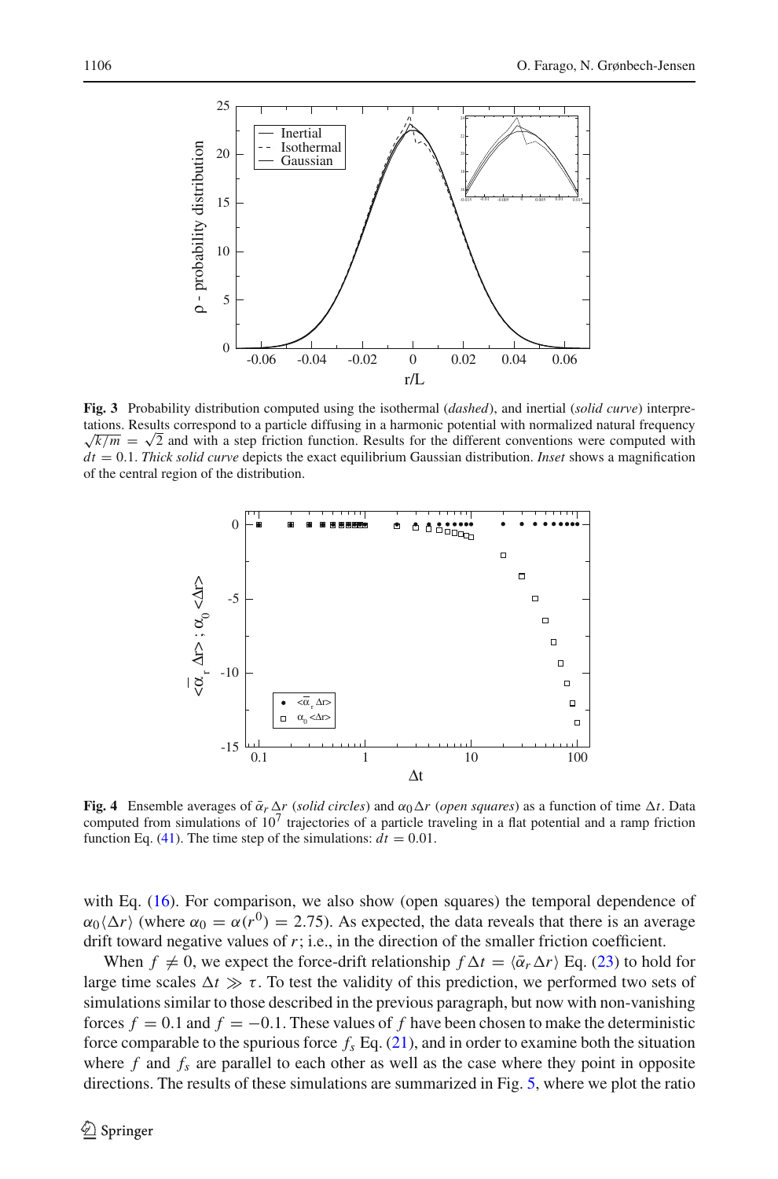**Fig. 3** Probability distribution computed using the isothermal (*dashed*), and inertial (*solid curve*) interpretations. Results correspond to a particle diffusing in a harmonic potential with normalized natural frequency $\sqrt{k/m} = \sqrt{2}$ and with a step friction function. Results for the different conventions were computed with $dt = 0.1$. *Thick solid curve* depicts the exact equilibrium Gaussian distribution. *Inset* shows a magnification of the central region of the distribution.

**Fig. 4** Ensemble averages of $\bar{\alpha}_r \Delta r$ (*solid circles*) and $\alpha_0 \Delta r$ (*open squares*) as a function of time $\Delta t$. Data computed from simulations of $10^7$ trajectories of a particle traveling in a flat potential and a ramp friction function Eq. (41). The time step of the simulations: $dt = 0.01$.

with Eq. (16). For comparison, we also show (open squares) the temporal dependence of $\alpha_0 \langle \Delta r \rangle$ (where $\alpha_0 = \alpha(r^0) = 2.75$). As expected, the data reveals that there is an average drift toward negative values of $r$; i.e., in the direction of the smaller friction coefficient.

When $f \neq 0$, we expect the force-drift relationship $f \Delta t = \langle \bar{\alpha}_r \Delta r \rangle$ Eq. (23) to hold for large time scales $\Delta t \gg \tau$. To test the validity of this prediction, we performed two sets of simulations similar to those described in the previous paragraph, but now with non-vanishing forces $f = 0.1$ and $f = -0.1$. These values of $f$ have been chosen to make the deterministic force comparable to the spurious force $f_s$ Eq. (21), and in order to examine both the situation where $f$ and $f_s$ are parallel to each other as well as the case where they point in opposite directions. The results of these simulations are summarized in Fig. 5, where we plot the ratio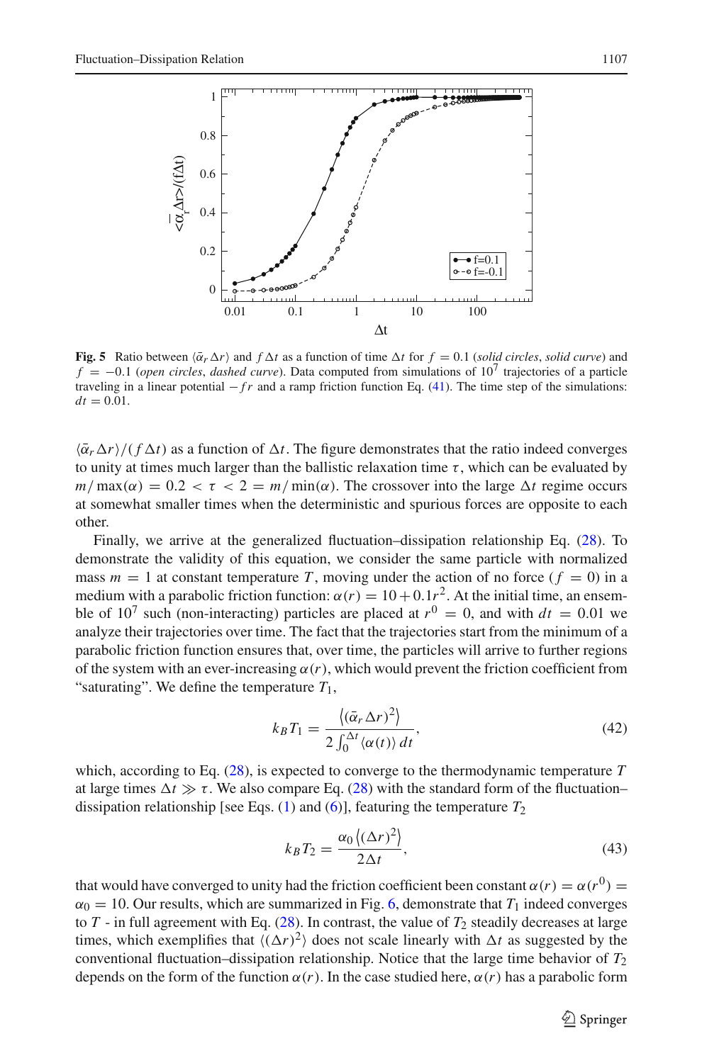**Fig. 5** Ratio between $\langle \bar{\alpha}_r \Delta r \rangle$ and $f \Delta t$ as a function of time $\Delta t$ for $f = 0.1$ (*solid circles*, *solid curve*) and $f = -0.1$ (*open circles*, *dashed curve*). Data computed from simulations of $10^7$ trajectories of a particle traveling in a linear potential $-fr$ and a ramp friction function Eq. (41). The time step of the simulations: $dt = 0.01$.

$\langle \bar{\alpha}_r \Delta r \rangle / (f \Delta t)$ as a function of $\Delta t$. The figure demonstrates that the ratio indeed converges to unity at times much larger than the ballistic relaxation time $\tau$, which can be evaluated by $m/\max(\alpha) = 0.2 < \tau < 2 = m/\min(\alpha)$. The crossover into the large $\Delta t$ regime occurs at somewhat smaller times when the deterministic and spurious forces are opposite to each other.

Finally, we arrive at the generalized fluctuation–dissipation relationship Eq. (28). To demonstrate the validity of this equation, we consider the same particle with normalized mass $m = 1$ at constant temperature $T$, moving under the action of no force ($f = 0$) in a medium with a parabolic friction function: $\alpha(r) = 10 + 0.1r^2$. At the initial time, an ensemble of $10^7$ such (non-interacting) particles are placed at $r^0 = 0$, and with $dt = 0.01$ we analyze their trajectories over time. The fact that the trajectories start from the minimum of a parabolic friction function ensures that, over time, the particles will arrive to further regions of the system with an ever-increasing $\alpha(r)$, which would prevent the friction coefficient from "saturating". We define the temperature $T_1$,

$$k_B T_1 = \frac{\left\langle (\bar{\alpha}_r \Delta r)^2 \right\rangle}{2 \int_0^{\Delta t} \langle \alpha(t) \rangle \, dt}, \tag{42}$$

which, according to Eq. (28), is expected to converge to the thermodynamic temperature $T$ at large times $\Delta t \gg \tau$. We also compare Eq. (28) with the standard form of the fluctuation–dissipation relationship [see Eqs. (1) and (6)], featuring the temperature $T_2$

$$k_B T_2 = \frac{\alpha_0 \left\langle (\Delta r)^2 \right\rangle}{2 \Delta t}, \tag{43}$$

that would have converged to unity had the friction coefficient been constant $\alpha(r) = \alpha(r^0) = \alpha_0 = 10$. Our results, which are summarized in Fig. 6, demonstrate that $T_1$ indeed converges to $T$ - in full agreement with Eq. (28). In contrast, the value of $T_2$ steadily decreases at large times, which exemplifies that $\langle (\Delta r)^2 \rangle$ does not scale linearly with $\Delta t$ as suggested by the conventional fluctuation–dissipation relationship. Notice that the large time behavior of $T_2$ depends on the form of the function $\alpha(r)$. In the case studied here, $\alpha(r)$ has a parabolic form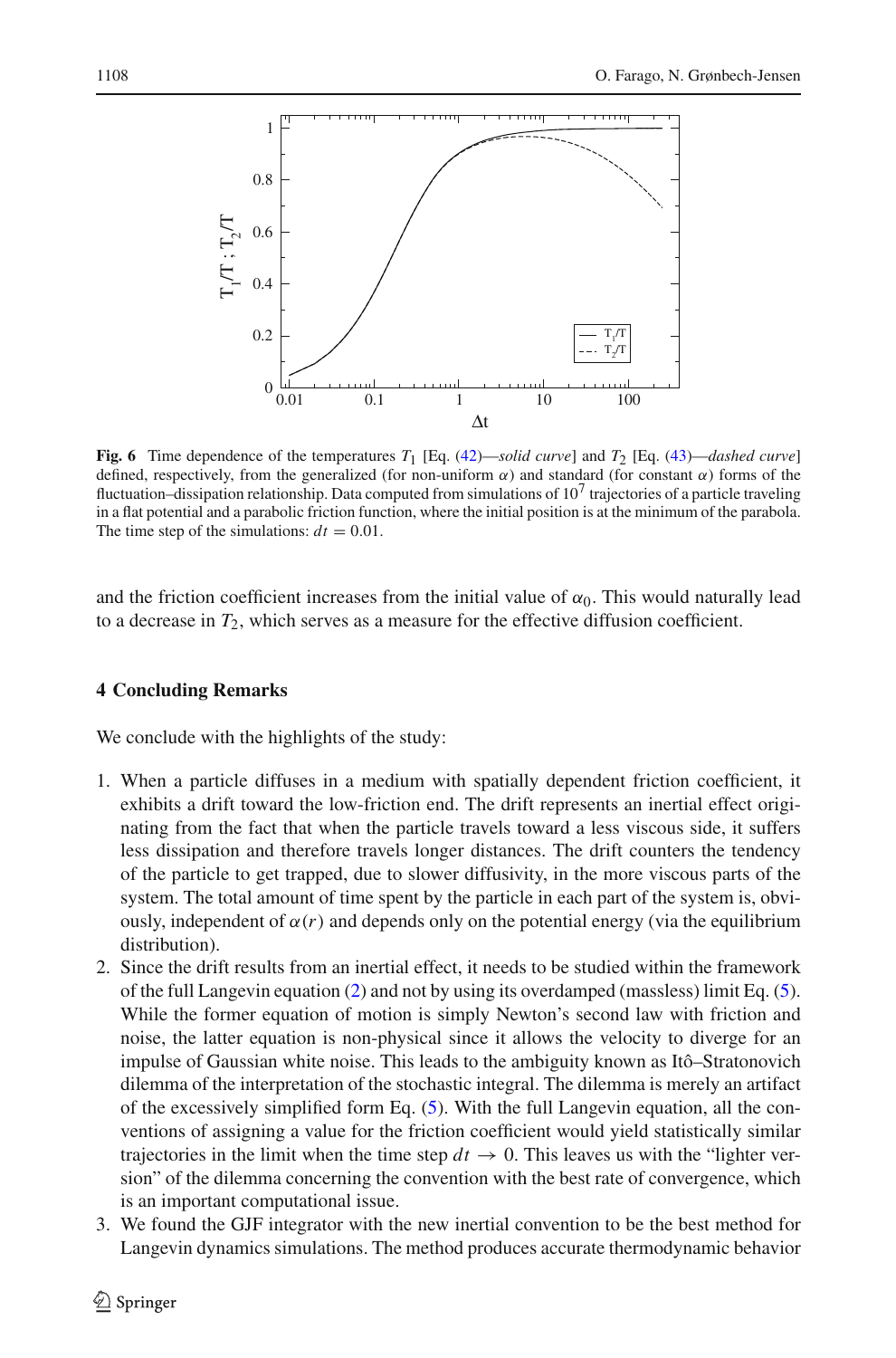**Fig. 6** Time dependence of the temperatures $T_1$ [Eq. (42)—*solid curve*] and $T_2$ [Eq. (43)—*dashed curve*] defined, respectively, from the generalized (for non-uniform $\alpha$) and standard (for constant $\alpha$) forms of the fluctuation–dissipation relationship. Data computed from simulations of $10^7$ trajectories of a particle traveling in a flat potential and a parabolic friction function, where the initial position is at the minimum of the parabola. The time step of the simulations: $dt = 0.01$.

and the friction coefficient increases from the initial value of $\alpha_0$. This would naturally lead to a decrease in $T_2$, which serves as a measure for the effective diffusion coefficient.

## 4 Concluding Remarks

We conclude with the highlights of the study:

1. When a particle diffuses in a medium with spatially dependent friction coefficient, it exhibits a drift toward the low-friction end. The drift represents an inertial effect originating from the fact that when the particle travels toward a less viscous side, it suffers less dissipation and therefore travels longer distances. The drift counters the tendency of the particle to get trapped, due to slower diffusivity, in the more viscous parts of the system. The total amount of time spent by the particle in each part of the system is, obviously, independent of $\alpha(r)$ and depends only on the potential energy (via the equilibrium distribution).
2. Since the drift results from an inertial effect, it needs to be studied within the framework of the full Langevin equation (2) and not by using its overdamped (massless) limit Eq. (5). While the former equation of motion is simply Newton's second law with friction and noise, the latter equation is non-physical since it allows the velocity to diverge for an impulse of Gaussian white noise. This leads to the ambiguity known as Itô–Stratonovich dilemma of the interpretation of the stochastic integral. The dilemma is merely an artifact of the excessively simplified form Eq. (5). With the full Langevin equation, all the conventions of assigning a value for the friction coefficient would yield statistically similar trajectories in the limit when the time step $dt \to 0$. This leaves us with the "lighter version" of the dilemma concerning the convention with the best rate of convergence, which is an important computational issue.
3. We found the GJF integrator with the new inertial convention to be the best method for Langevin dynamics simulations. The method produces accurate thermodynamic behavior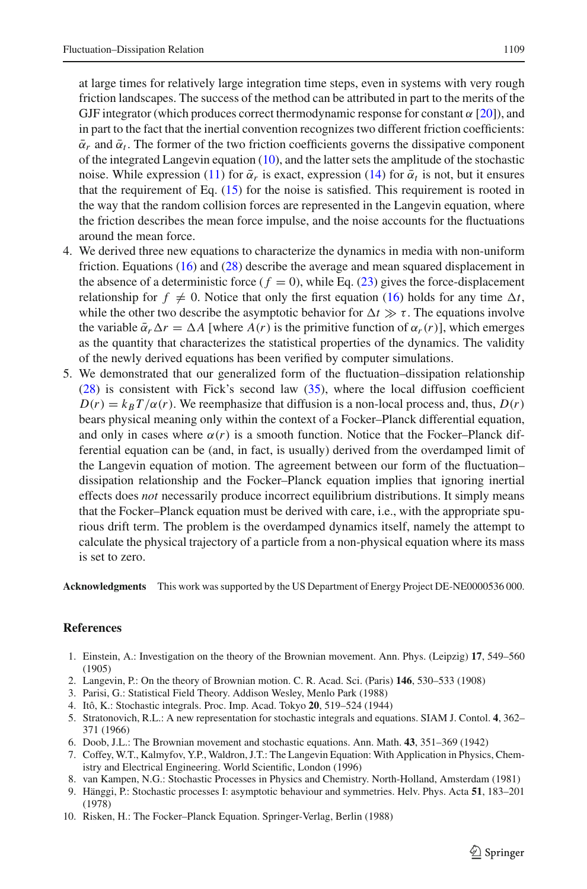at large times for relatively large integration time steps, even in systems with very rough friction landscapes. The success of the method can be attributed in part to the merits of the GJF integrator (which produces correct thermodynamic response for constant $\alpha$ [20]), and in part to the fact that the inertial convention recognizes two different friction coefficients: $\bar{\alpha}_r$ and $\bar{\alpha}_t$. The former of the two friction coefficients governs the dissipative component of the integrated Langevin equation (10), and the latter sets the amplitude of the stochastic noise. While expression (11) for $\bar{\alpha}_r$ is exact, expression (14) for $\bar{\alpha}_t$ is not, but it ensures that the requirement of Eq. (15) for the noise is satisfied. This requirement is rooted in the way that the random collision forces are represented in the Langevin equation, where the friction describes the mean force impulse, and the noise accounts for the fluctuations around the mean force.

4. We derived three new equations to characterize the dynamics in media with non-uniform friction. Equations (16) and (28) describe the average and mean squared displacement in the absence of a deterministic force ($f = 0$), while Eq. (23) gives the force-displacement relationship for $f \neq 0$. Notice that only the first equation (16) holds for any time $\Delta t$, while the other two describe the asymptotic behavior for $\Delta t \gg \tau$. The equations involve the variable $\bar{\alpha}_r \Delta r = \Delta A$ [where $A(r)$ is the primitive function of $\alpha_r(r)$], which emerges as the quantity that characterizes the statistical properties of the dynamics. The validity of the newly derived equations has been verified by computer simulations.
5. We demonstrated that our generalized form of the fluctuation–dissipation relationship (28) is consistent with Fick's second law (35), where the local diffusion coefficient $D(r) = k_B T/\alpha(r)$. We reemphasize that diffusion is a non-local process and, thus, $D(r)$ bears physical meaning only within the context of a Focker–Planck differential equation, and only in cases where $\alpha(r)$ is a smooth function. Notice that the Focker–Planck differential equation can be (and, in fact, is usually) derived from the overdamped limit of the Langevin equation of motion. The agreement between our form of the fluctuation–dissipation relationship and the Focker–Planck equation implies that ignoring inertial effects does *not* necessarily produce incorrect equilibrium distributions. It simply means that the Focker–Planck equation must be derived with care, i.e., with the appropriate spurious drift term. The problem is the overdamped dynamics itself, namely the attempt to calculate the physical trajectory of a particle from a non-physical equation where its mass is set to zero.

**Acknowledgments** This work was supported by the US Department of Energy Project DE-NE0000536 000.

## References

1. Einstein, A.: Investigation on the theory of the Brownian movement. Ann. Phys. (Leipzig) **17**, 549–560 (1905)
2. Langevin, P.: On the theory of Brownian motion. C. R. Acad. Sci. (Paris) **146**, 530–533 (1908)
3. Parisi, G.: Statistical Field Theory. Addison Wesley, Menlo Park (1988)
4. Itô, K.: Stochastic integrals. Proc. Imp. Acad. Tokyo **20**, 519–524 (1944)
5. Stratonovich, R.L.: A new representation for stochastic integrals and equations. SIAM J. Contol. **4**, 362–371 (1966)
6. Doob, J.L.: The Brownian movement and stochastic equations. Ann. Math. **43**, 351–369 (1942)
7. Coffey, W.T., Kalmyfov, Y.P., Waldron, J.T.: The Langevin Equation: With Application in Physics, Chemistry and Electrical Engineering. World Scientific, London (1996)
8. van Kampen, N.G.: Stochastic Processes in Physics and Chemistry. North-Holland, Amsterdam (1981)
9. Hänggi, P.: Stochastic processes I: asymptotic behaviour and symmetries. Helv. Phys. Acta **51**, 183–201 (1978)
10. Risken, H.: The Focker–Planck Equation. Springer-Verlag, Berlin (1988)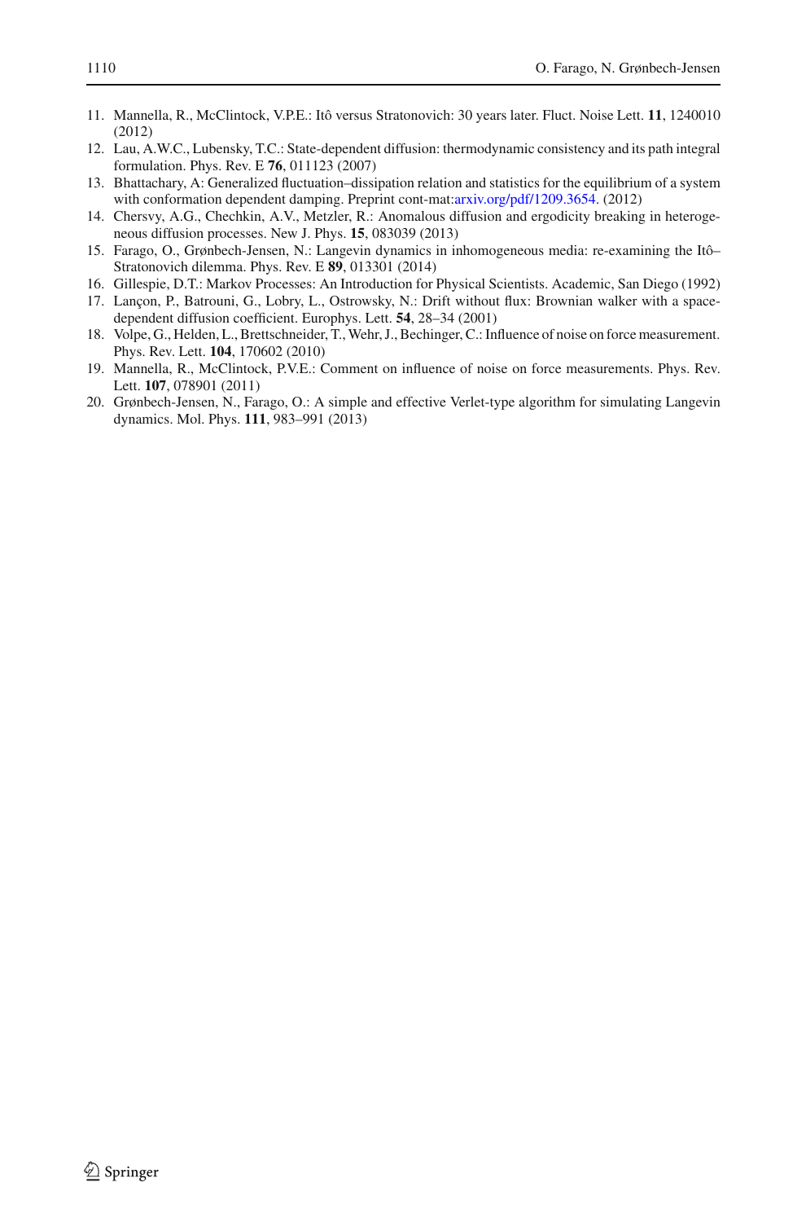11. Mannella, R., McClintock, V.P.E.: Itô versus Stratonovich: 30 years later. Fluct. Noise Lett. **11**, 1240010 (2012)
12. Lau, A.W.C., Lubensky, T.C.: State-dependent diffusion: thermodynamic consistency and its path integral formulation. Phys. Rev. E **76**, 011123 (2007)
13. Bhattachary, A: Generalized fluctuation–dissipation relation and statistics for the equilibrium of a system with conformation dependent damping. Preprint cont-mat:arxiv.org/pdf/1209.3654. (2012)
14. Chersvy, A.G., Chechkin, A.V., Metzler, R.: Anomalous diffusion and ergodicity breaking in heterogeneous diffusion processes. New J. Phys. **15**, 083039 (2013)
15. Farago, O., Grønbech-Jensen, N.: Langevin dynamics in inhomogeneous media: re-examining the Itô–Stratonovich dilemma. Phys. Rev. E **89**, 013301 (2014)
16. Gillespie, D.T.: Markov Processes: An Introduction for Physical Scientists. Academic, San Diego (1992)
17. Lançon, P., Batrouni, G., Lobry, L., Ostrowsky, N.: Drift without flux: Brownian walker with a space-dependent diffusion coefficient. Europhys. Lett. **54**, 28–34 (2001)
18. Volpe, G., Helden, L., Brettschneider, T., Wehr, J., Bechinger, C.: Influence of noise on force measurement. Phys. Rev. Lett. **104**, 170602 (2010)
19. Mannella, R., McClintock, P.V.E.: Comment on influence of noise on force measurements. Phys. Rev. Lett. **107**, 078901 (2011)
20. Grønbech-Jensen, N., Farago, O.: A simple and effective Verlet-type algorithm for simulating Langevin dynamics. Mol. Phys. **111**, 983–991 (2013)